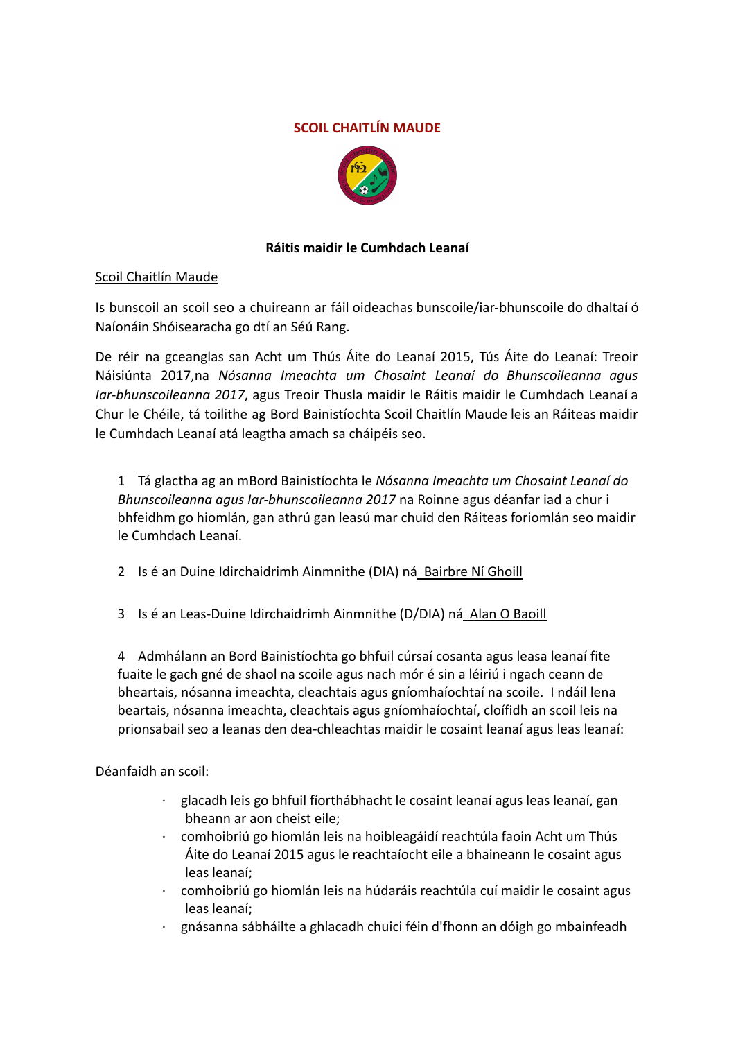# SCOIL CHAITLÍN MAUDE

## Ráitis maidir le Cumhdach Leanaí

Scoil Chaitlín Maude

Is bunscoil an scoil seo a chuireann ar fáil oideachas bunscoile/iar-bhunscoile do dhaltaí ó Naíonáin Shóisearacha go dtí an Séú Rang.

De réir na gceanglas san Acht um Thús Áite do Leanaí 2015, Tús Áite do Leanaí: Treoir Náisiúnta 2017,na *Nósanna Imeachta um Chosaint Leanaí do Bhunscoileanna agus Iar-bhunscoileanna 2017*, agus Treoir Thusla maidir le Ráitis maidir le Cumhdach Leanaí a Chur le Chéile, tá toilithe ag Bord Bainistíochta Scoil Chaitlín Maude leis an Ráiteas maidir le Cumhdach Leanaí atá leagtha amach sa cháipéis seo.

1 Tá glactha ag an mBord Bainistíochta le *Nósanna Imeachta um Chosaint Leanaí do Bhunscoileanna agus Iar-bhunscoileanna 2017* na Roinne agus déanfar iad a chur i bhfeidhm go hiomlán, gan athrú gan leasú mar chuid den Ráiteas foriomlán seo maidir le Cumhdach Leanaí.

2 Is é an Duine Idirchaidrimh Ainmnithe (DIA) ná Bairbre Ní Ghoill

3 Is é an Leas-Duine Idirchaidrimh Ainmnithe (D/DIA) ná Alan O Baoill

4 Admhálann an Bord Bainistíochta go bhfuil cúrsaí cosanta agus leasa leanaí fite fuaite le gach gné de shaol na scoile agus nach mór é sin a léiriú i ngach ceann de bheartais, nósanna imeachta, cleachtais agus gníomhaíochtaí na scoile. I ndáil lena beartais, nósanna imeachta, cleachtais agus gníomhaíochtaí, cloífidh an scoil leis na prionsabail seo a leanas den dea-chleachtas maidir le cosaint leanaí agus leas leanaí:

Déanfaidh an scoil:

- glacadh leis go bhfuil fíorthábhacht le cosaint leanaí agus leas leanaí, gan bheann ar aon cheist eile;
- comhoibriú go hiomlán leis na hoibleagáidí reachtúla faoin Acht um Thús Áite do Leanaí 2015 agus le reachtaíocht eile a bhaineann le cosaint agus leas leanaí;
- comhoibriú go hiomlán leis na húdaráis reachtúla cuí maidir le cosaint agus leas leanaí;
- gnásanna sábháilte a ghlacadh chuici féin d'fhonn an dóigh go mbainfeadh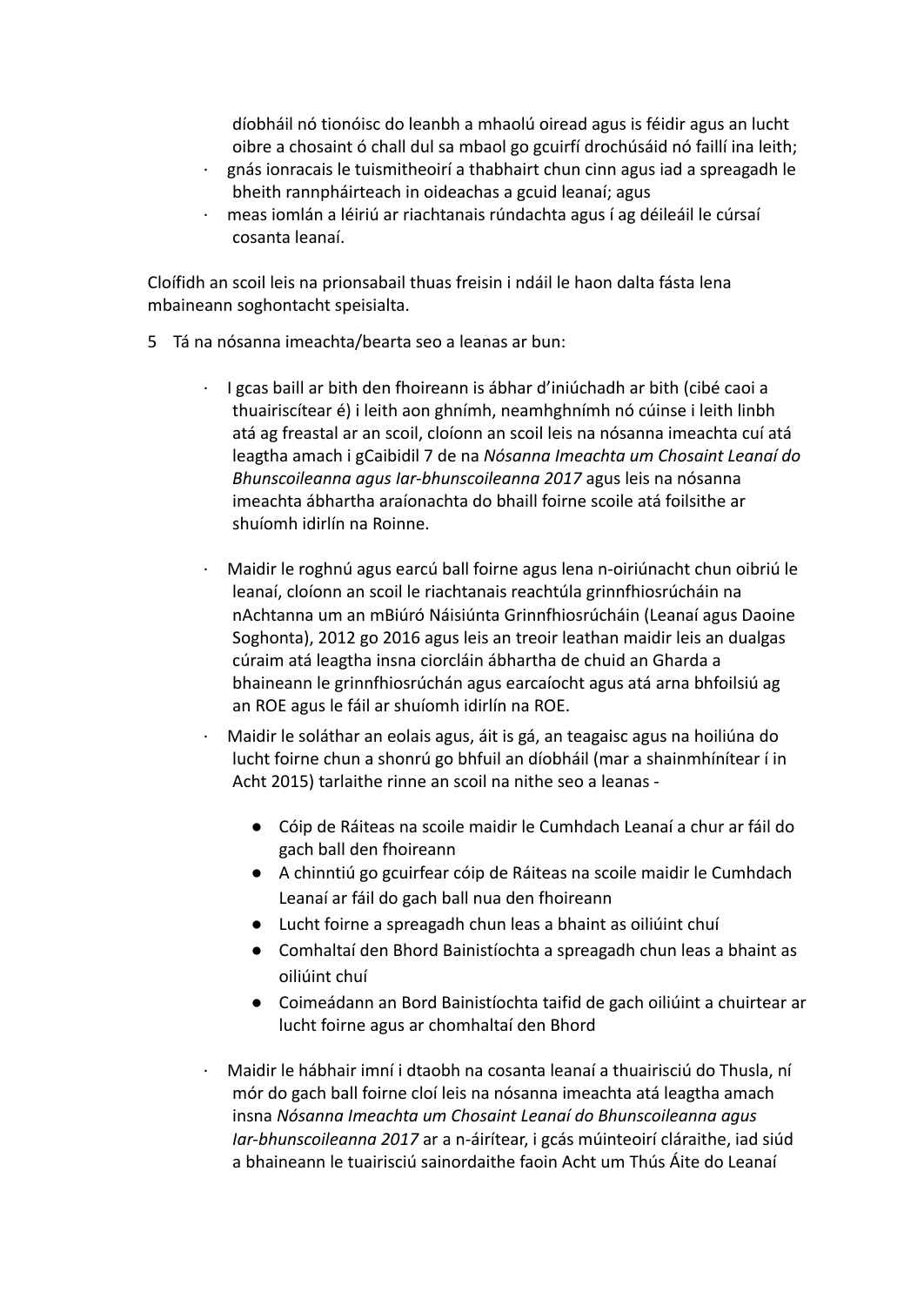díobháil nó tionóisc do leanbh a mhaolú oiread agus is féidir agus an lucht oibre a chosaint ó chall dul sa mbaol go gcuirfí drochúsáid nó faillí ina leith;

- gnás ionracais le tuismitheoirí a thabhairt chun cinn agus iad a spreagadh le bheith rannpháirteach in oideachas a gcuid leanaí; agus
- meas iomlán a léiriú ar riachtanais rúndachta agus í ag déileáil le cúrsaí cosanta leanaí.

Cloífidh an scoil leis na prionsabail thuas freisin i ndáil le haon dalta fásta lena mbaineann soghontacht speisialta.

5 Tá na nósanna imeachta/bearta seo a leanas ar bun:

- I gcas baill ar bith den fhoireann is ábhar d'iniúchadh ar bith (cibé caoi a thuairiscítear é) i leith aon ghnímh, neamhghnímh nó cúinse i leith linbh atá ag freastal ar an scoil, cloíonn an scoil leis na nósanna imeachta cuí atá leagtha amach i gCaibidil 7 de na *Nósanna Imeachta um Chosaint Leanaí do Bhunscoileanna agus Iar-bhunscoileanna 2017* agus leis na nósanna imeachta ábhartha araíonachta do bhaill foirne scoile atá foilsithe ar shuíomh idirlín na Roinne.

- Maidir le roghnú agus earcú ball foirne agus lena n-oiriúnacht chun oibriú le leanaí, cloíonn an scoil le riachtanais reachtúla grinnfhiosrúcháin na nAchtanna um an mBiúró Náisiúnta Grinnfhiosrúcháin (Leanaí agus Daoine Soghonta), 2012 go 2016 agus leis an treoir leathan maidir leis an dualgas cúraim atá leagtha insna ciorcláin ábhartha de chuid an Gharda a bhaineann le grinnfhiosrúchán agus earcaíocht agus atá arna bhfoilsiú ag an ROE agus le fáil ar shuíomh idirlín na ROE.
- Maidir le soláthar an eolais agus, áit is gá, an teagaisc agus na hoiliúna do lucht foirne chun a shonrú go bhfuil an díobháil (mar a shainmhínítear í in Acht 2015) tarlaithe rinne an scoil na nithe seo a leanas -

  - Cóip de Ráiteas na scoile maidir le Cumhdach Leanaí a chur ar fáil do gach ball den fhoireann
  - A chinntiú go gcuirfear cóip de Ráiteas na scoile maidir le Cumhdach Leanaí ar fáil do gach ball nua den fhoireann
  - Lucht foirne a spreagadh chun leas a bhaint as oiliúint chuí
  - Comhaltaí den Bhord Bainistíochta a spreagadh chun leas a bhaint as oiliúint chuí
  - Coimeádann an Bord Bainistíochta taifid de gach oiliúint a chuirtear ar lucht foirne agus ar chomhaltaí den Bhord

- Maidir le hábhair imní i dtaobh na cosanta leanaí a thuairisciú do Thusla, ní mór do gach ball foirne cloí leis na nósanna imeachta atá leagtha amach insna *Nósanna Imeachta um Chosaint Leanaí do Bhunscoileanna agus Iar-bhunscoileanna 2017* ar a n-áirítear, i gcás múinteoirí cláraithe, iad siúd a bhaineann le tuairisciú sainordaithe faoin Acht um Thús Áite do Leanaí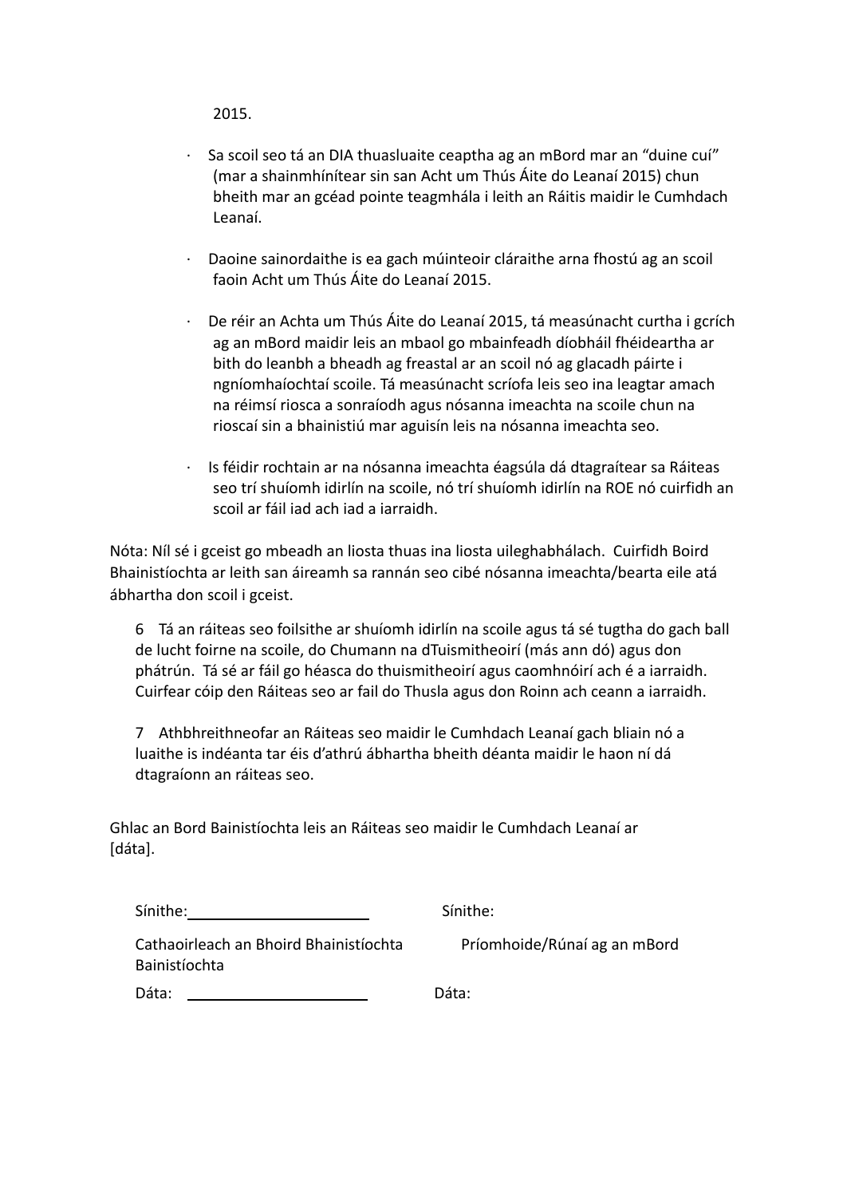2015.

- Sa scoil seo tá an DIA thuasluaite ceaptha ag an mBord mar an “duine cuí” (mar a shainmhínítear sin san Acht um Thús Áite do Leanaí 2015) chun bheith mar an gcéad pointe teagmhála i leith an Ráitis maidir le Cumhdach Leanaí.

- Daoine sainordaithe is ea gach múinteoir cláraithe arna fhostú ag an scoil faoin Acht um Thús Áite do Leanaí 2015.

- De réir an Achta um Thús Áite do Leanaí 2015, tá measúnacht curtha i gcrích ag an mBord maidir leis an mbaol go mbainfeadh díobháil fhéideartha ar bith do leanbh a bheadh ag freastal ar an scoil nó ag glacadh páirte i ngníomhaíochtaí scoile. Tá measúnacht scríofa leis seo ina leagtar amach na réimsí riosca a sonraíodh agus nósanna imeachta na scoile chun na rioscaí sin a bhainistiú mar aguisín leis na nósanna imeachta seo.

- Is féidir rochtain ar na nósanna imeachta éagsúla dá dtagraítear sa Ráiteas seo trí shuíomh idirlín na scoile, nó trí shuíomh idirlín na ROE nó cuirfidh an scoil ar fáil iad ach iad a iarraidh.

Nóta: Níl sé i gceist go mbeadh an liosta thuas ina liosta uileghabhálach. Cuirfidh Boird Bhainistíochta ar leith san áireamh sa rannán seo cibé nósanna imeachta/bearta eile atá ábhartha don scoil i gceist.

6 Tá an ráiteas seo foilsithe ar shuíomh idirlín na scoile agus tá sé tugtha do gach ball de lucht foirne na scoile, do Chumann na dTuismitheoirí (más ann dó) agus don phátrún. Tá sé ar fáil go héasca do thuismitheoirí agus caomhnóirí ach é a iarraidh. Cuirfear cóip den Ráiteas seo ar fail do Thusla agus don Roinn ach ceann a iarraidh.

7 Athbhreithneofar an Ráiteas seo maidir le Cumhdach Leanaí gach bliain nó a luaithe is indéanta tar éis d’athrú ábhartha bheith déanta maidir le haon ní dá dtagraíonn an ráiteas seo.

Ghlac an Bord Bainistíochta leis an Ráiteas seo maidir le Cumhdach Leanaí ar [dáta].

Sínithe:______________________ Sínithe:

Cathaoirleach an Bhoird Bhainistíochta Bainistíochta Príomhoide/Rúnaí ag an mBord

Dáta: ______________________ Dáta: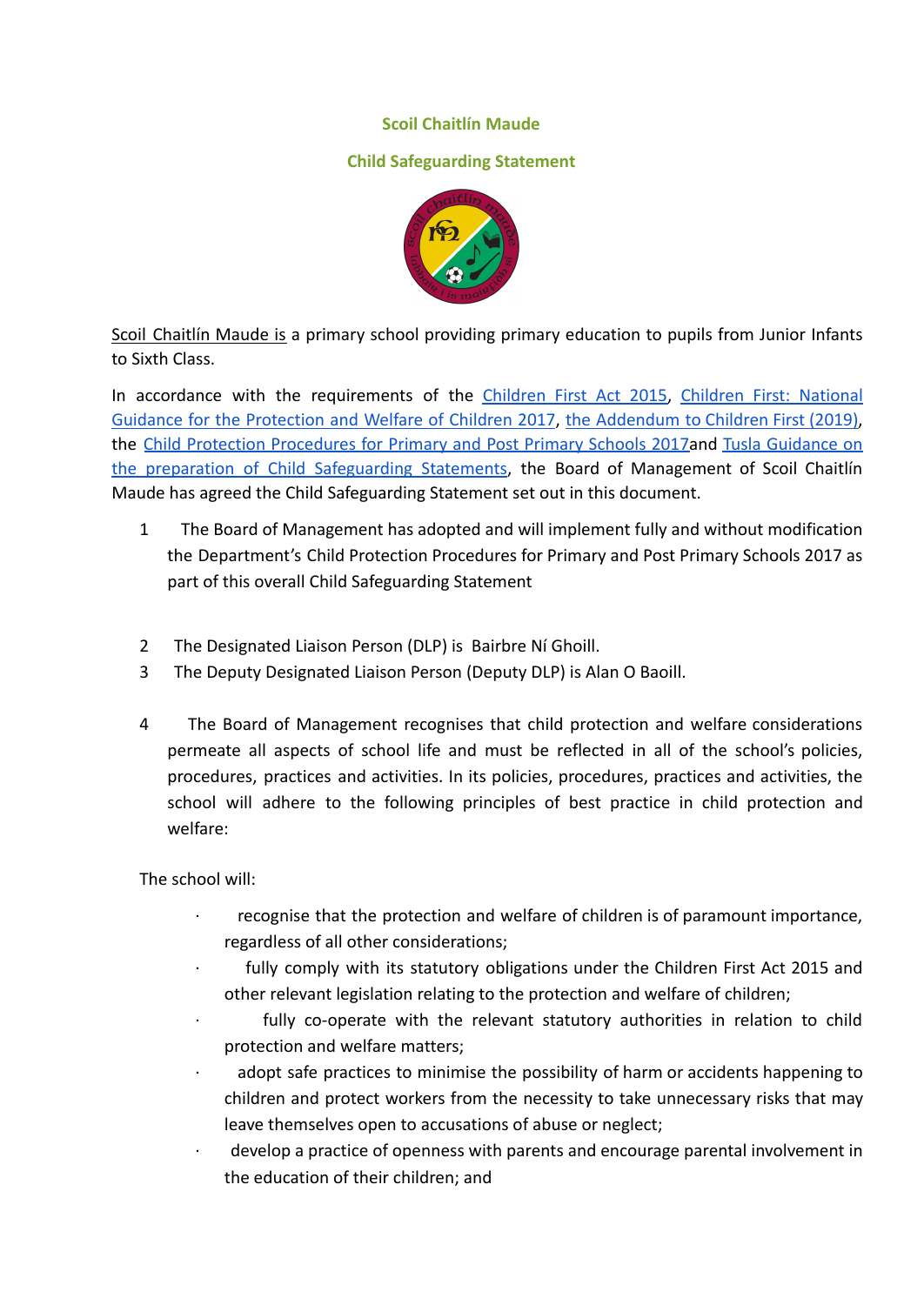**Scoil Chaitlín Maude**

**Child Safeguarding Statement**

Scoil Chaitlín Maude is a primary school providing primary education to pupils from Junior Infants to Sixth Class.

In accordance with the requirements of the Children First Act 2015, Children First: National Guidance for the Protection and Welfare of Children 2017, the Addendum to Children First (2019), the Child Protection Procedures for Primary and Post Primary Schools 2017and Tusla Guidance on the preparation of Child Safeguarding Statements, the Board of Management of Scoil Chaitlín Maude has agreed the Child Safeguarding Statement set out in this document.

1. The Board of Management has adopted and will implement fully and without modification the Department's Child Protection Procedures for Primary and Post Primary Schools 2017 as part of this overall Child Safeguarding Statement

2. The Designated Liaison Person (DLP) is Bairbre Ní Ghoill.
3. The Deputy Designated Liaison Person (Deputy DLP) is Alan O Baoill.

4. The Board of Management recognises that child protection and welfare considerations permeate all aspects of school life and must be reflected in all of the school's policies, procedures, practices and activities. In its policies, procedures, practices and activities, the school will adhere to the following principles of best practice in child protection and welfare:

The school will:

- recognise that the protection and welfare of children is of paramount importance, regardless of all other considerations;
- fully comply with its statutory obligations under the Children First Act 2015 and other relevant legislation relating to the protection and welfare of children;
- fully co-operate with the relevant statutory authorities in relation to child protection and welfare matters;
- adopt safe practices to minimise the possibility of harm or accidents happening to children and protect workers from the necessity to take unnecessary risks that may leave themselves open to accusations of abuse or neglect;
- develop a practice of openness with parents and encourage parental involvement in the education of their children; and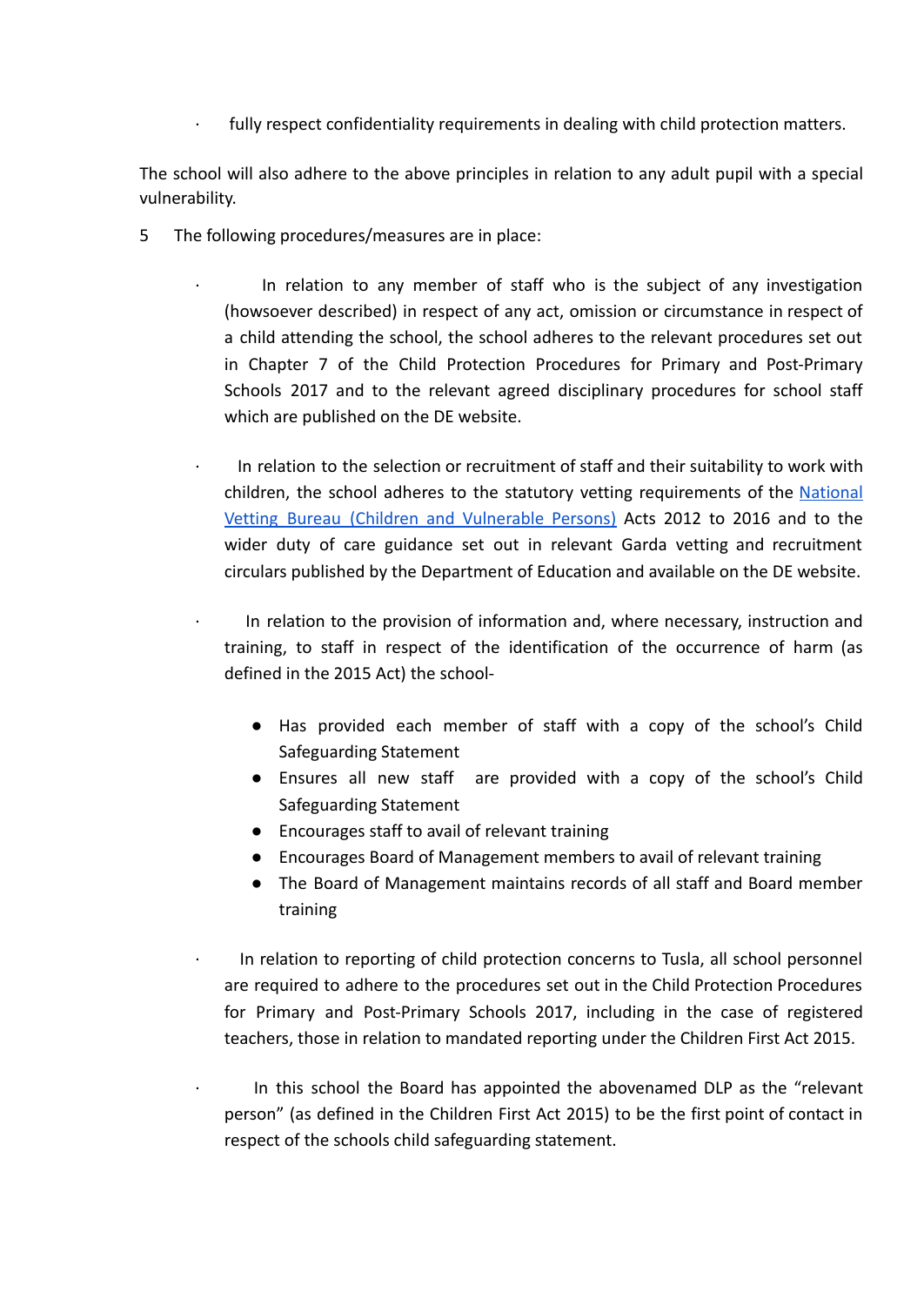- fully respect confidentiality requirements in dealing with child protection matters.

The school will also adhere to the above principles in relation to any adult pupil with a special vulnerability.

5 The following procedures/measures are in place:

- In relation to any member of staff who is the subject of any investigation (howsoever described) in respect of any act, omission or circumstance in respect of a child attending the school, the school adheres to the relevant procedures set out in Chapter 7 of the Child Protection Procedures for Primary and Post-Primary Schools 2017 and to the relevant agreed disciplinary procedures for school staff which are published on the DE website.

- In relation to the selection or recruitment of staff and their suitability to work with children, the school adheres to the statutory vetting requirements of the National Vetting Bureau (Children and Vulnerable Persons) Acts 2012 to 2016 and to the wider duty of care guidance set out in relevant Garda vetting and recruitment circulars published by the Department of Education and available on the DE website.

- In relation to the provision of information and, where necessary, instruction and training, to staff in respect of the identification of the occurrence of harm (as defined in the 2015 Act) the school-

  - Has provided each member of staff with a copy of the school's Child Safeguarding Statement
  - Ensures all new staff are provided with a copy of the school's Child Safeguarding Statement
  - Encourages staff to avail of relevant training
  - Encourages Board of Management members to avail of relevant training
  - The Board of Management maintains records of all staff and Board member training

- In relation to reporting of child protection concerns to Tusla, all school personnel are required to adhere to the procedures set out in the Child Protection Procedures for Primary and Post-Primary Schools 2017, including in the case of registered teachers, those in relation to mandated reporting under the Children First Act 2015.

- In this school the Board has appointed the abovenamed DLP as the "relevant person" (as defined in the Children First Act 2015) to be the first point of contact in respect of the schools child safeguarding statement.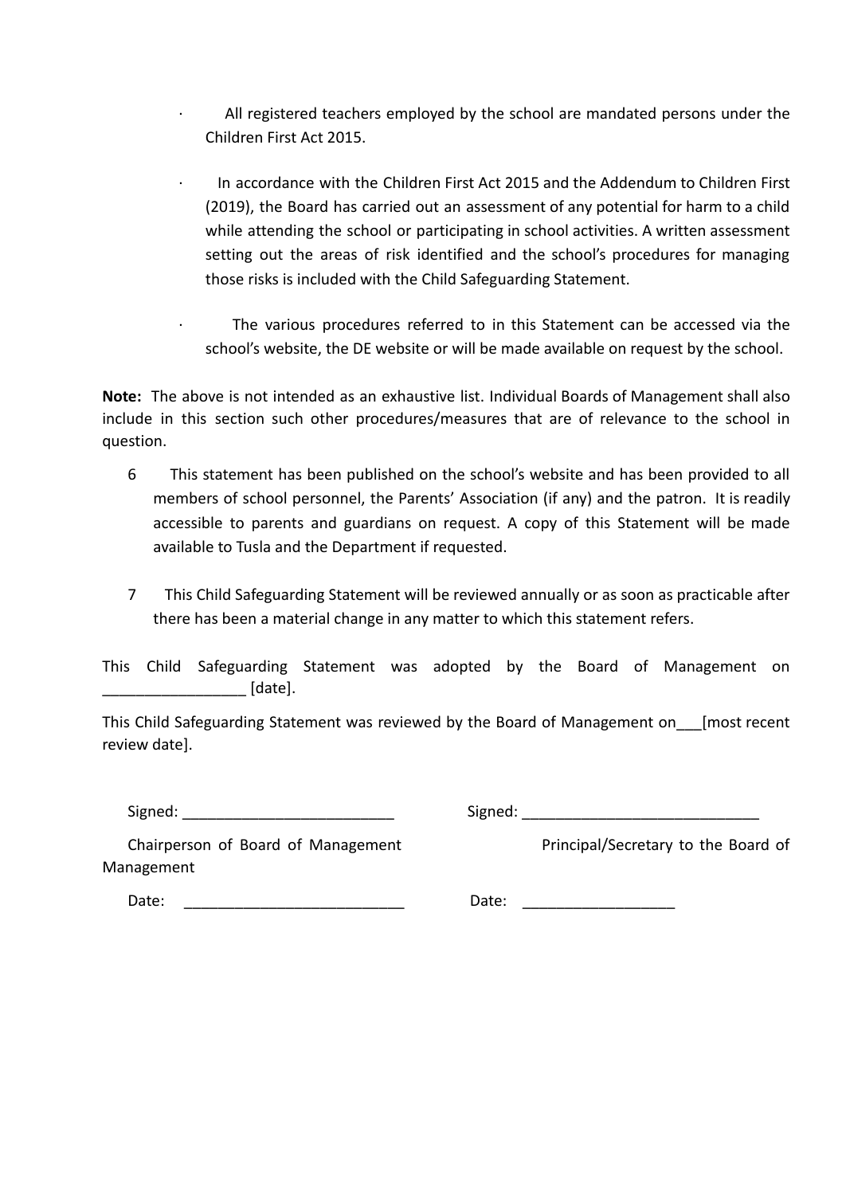- All registered teachers employed by the school are mandated persons under the Children First Act 2015.

- In accordance with the Children First Act 2015 and the Addendum to Children First (2019), the Board has carried out an assessment of any potential for harm to a child while attending the school or participating in school activities. A written assessment setting out the areas of risk identified and the school's procedures for managing those risks is included with the Child Safeguarding Statement.

- The various procedures referred to in this Statement can be accessed via the school's website, the DE website or will be made available on request by the school.

**Note:** The above is not intended as an exhaustive list. Individual Boards of Management shall also include in this section such other procedures/measures that are of relevance to the school in question.

6. This statement has been published on the school's website and has been provided to all members of school personnel, the Parents' Association (if any) and the patron. It is readily accessible to parents and guardians on request. A copy of this Statement will be made available to Tusla and the Department if requested.

7. This Child Safeguarding Statement will be reviewed annually or as soon as practicable after there has been a material change in any matter to which this statement refers.

This Child Safeguarding Statement was adopted by the Board of Management on _________________ [date].

This Child Safeguarding Statement was reviewed by the Board of Management on___[most recent review date].

Signed: _________________________

Chairperson of Board of Management

Date: __________________________

Signed: ____________________________

Principal/Secretary to the Board of Management

Date: __________________